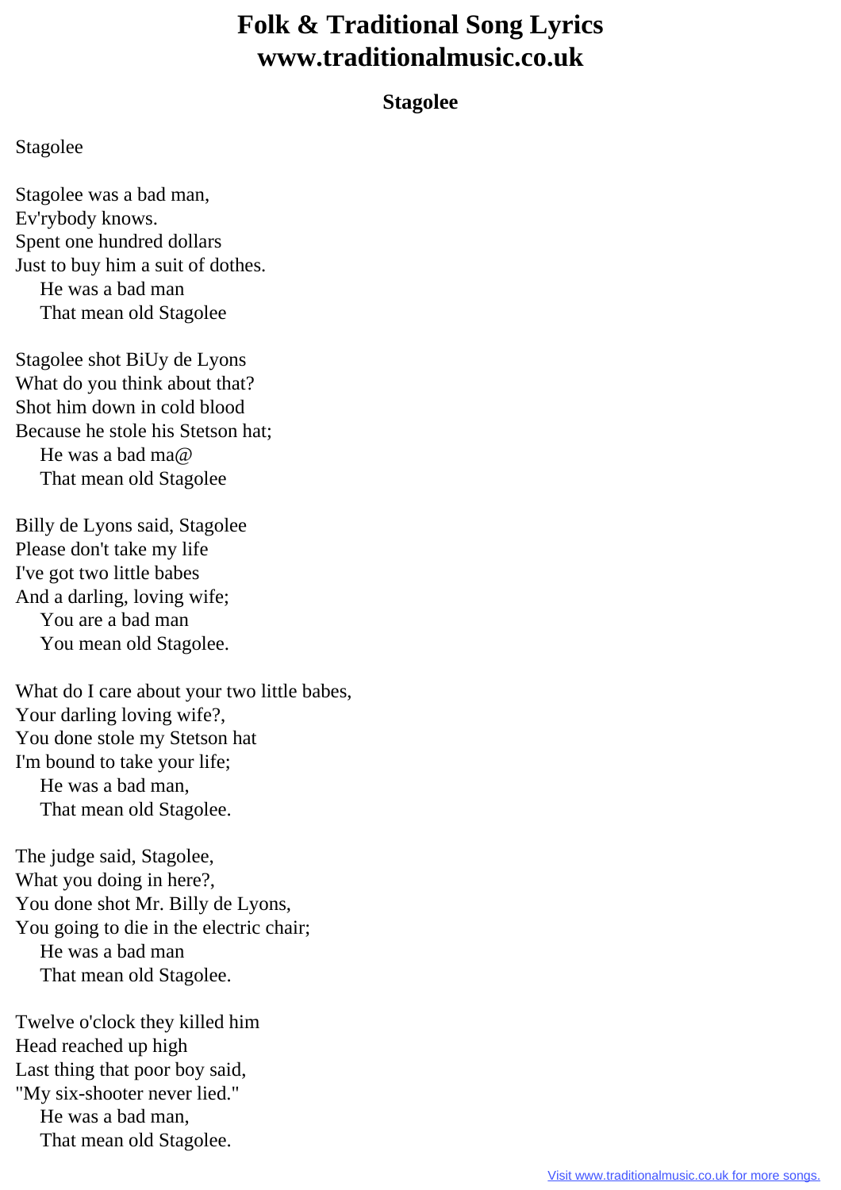# Folk & Traditional Song Lyrics
# www.traditionalmusic.co.uk

### Stagolee

Stagolee

Stagolee was a bad man,
Ev'rybody knows.
Spent one hundred dollars
Just to buy him a suit of dothes.
    He was a bad man
    That mean old Stagolee

Stagolee shot BiUy de Lyons
What do you think about that?
Shot him down in cold blood
Because he stole his Stetson hat;
    He was a bad ma@
    That mean old Stagolee

Billy de Lyons said, Stagolee
Please don't take my life
I've got two little babes
And a darling, loving wife;
    You are a bad man
    You mean old Stagolee.

What do I care about your two little babes,
Your darling loving wife?,
You done stole my Stetson hat
I'm bound to take your life;
    He was a bad man,
    That mean old Stagolee.

The judge said, Stagolee,
What you doing in here?,
You done shot Mr. Billy de Lyons,
You going to die in the electric chair;
    He was a bad man
    That mean old Stagolee.

Twelve o'clock they killed him
Head reached up high
Last thing that poor boy said,
"My six-shooter never lied."
    He was a bad man,
    That mean old Stagolee.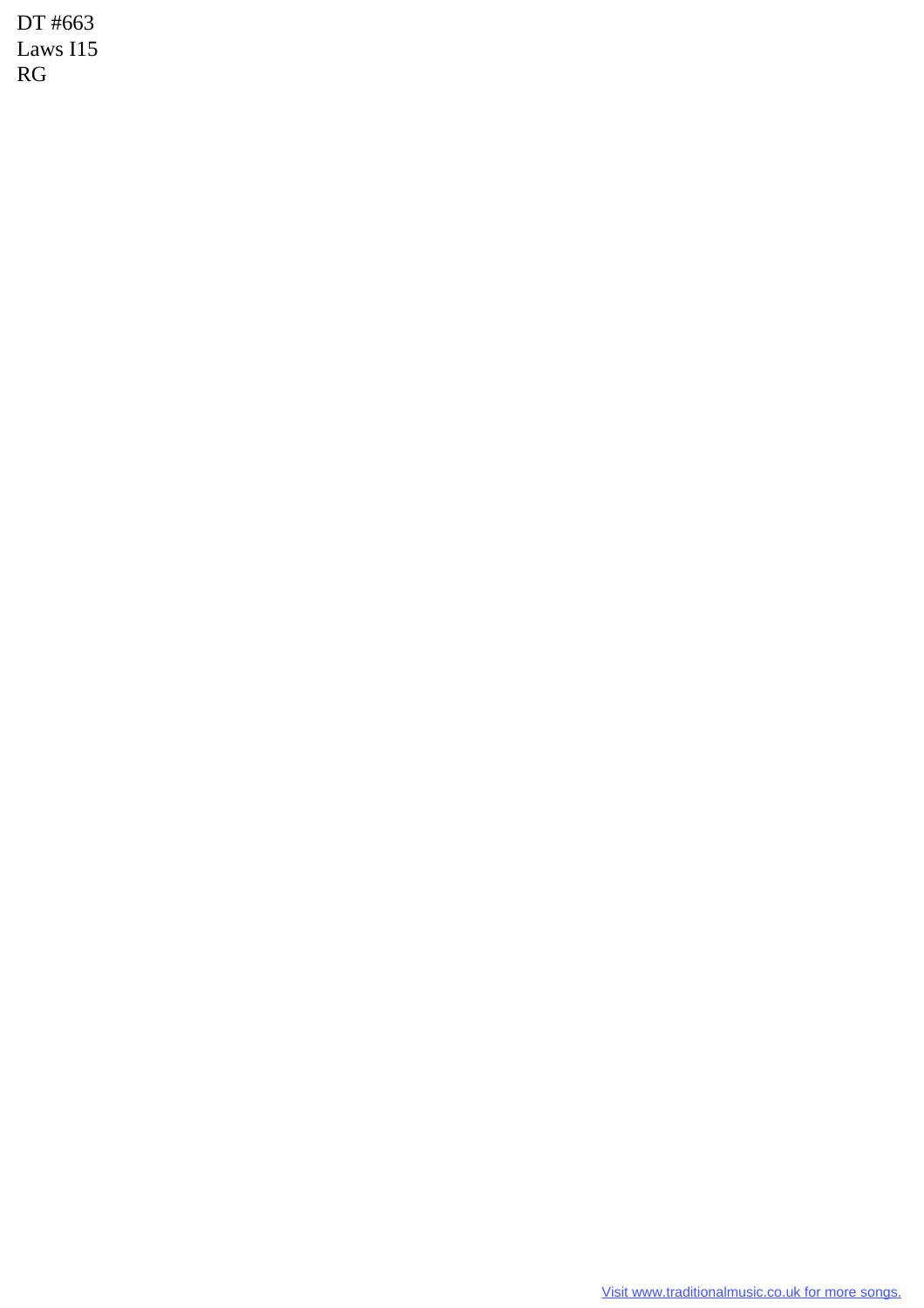DT #663
Laws I15
RG

[Visit www.traditionalmusic.co.uk for more songs.](http://www.traditionalmusic.co.uk)